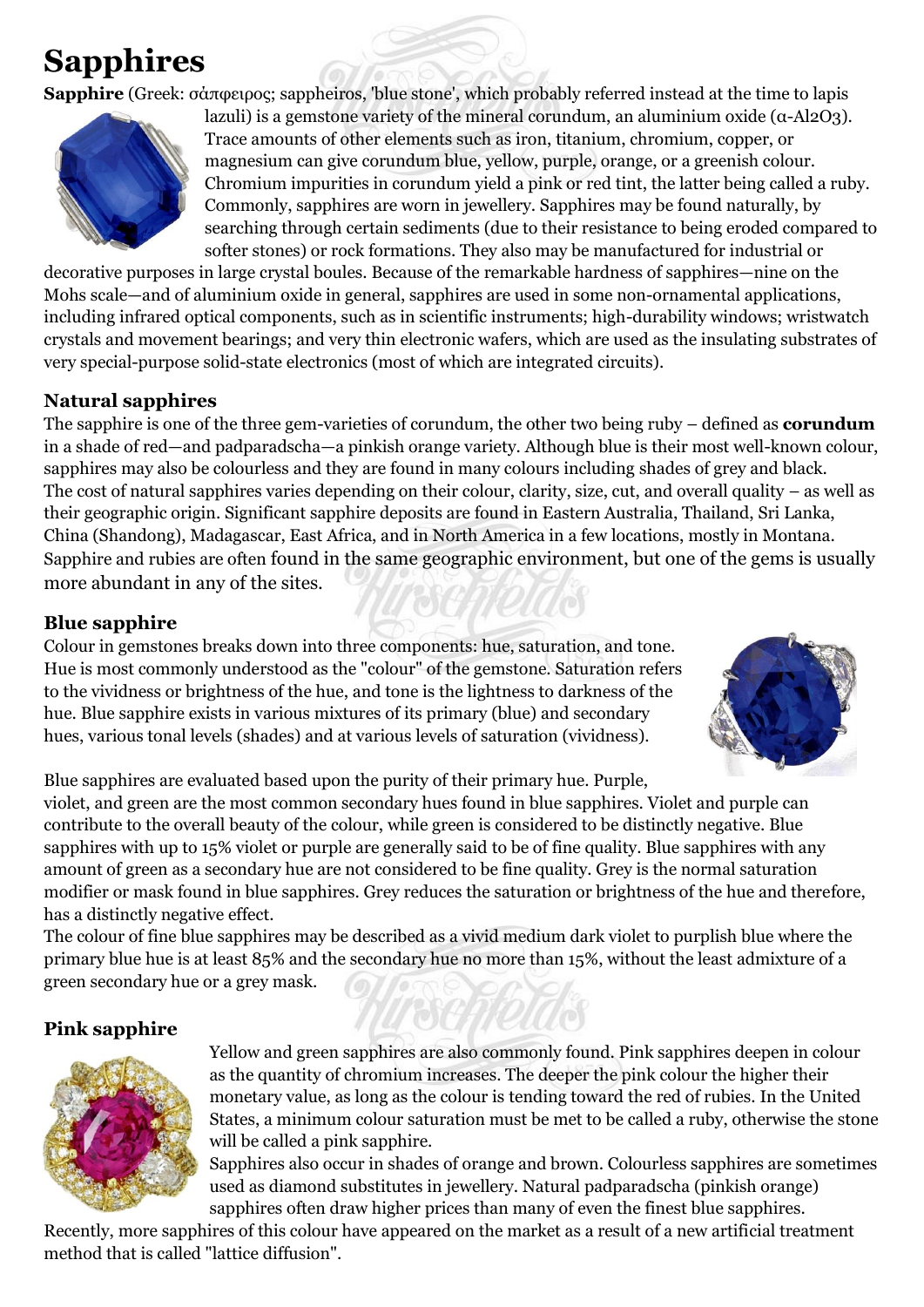# Sapphires

**Sapphire** (Greek: σάπφειρος; sappheiros, 'blue stone', which probably referred instead at the time to lapis lazuli) is a gemstone variety of the mineral corundum, an aluminium oxide (α-$Al_2O_3$). Trace amounts of other elements such as iron, titanium, chromium, copper, or magnesium can give corundum blue, yellow, purple, orange, or a greenish colour. Chromium impurities in corundum yield a pink or red tint, the latter being called a ruby. Commonly, sapphires are worn in jewellery. Sapphires may be found naturally, by searching through certain sediments (due to their resistance to being eroded compared to softer stones) or rock formations. They also may be manufactured for industrial or decorative purposes in large crystal boules. Because of the remarkable hardness of sapphires—nine on the Mohs scale—and of aluminium oxide in general, sapphires are used in some non-ornamental applications, including infrared optical components, such as in scientific instruments; high-durability windows; wristwatch crystals and movement bearings; and very thin electronic wafers, which are used as the insulating substrates of very special-purpose solid-state electronics (most of which are integrated circuits).

### Natural sapphires

The sapphire is one of the three gem-varieties of corundum, the other two being ruby – defined as **corundum** in a shade of red—and padparadscha—a pinkish orange variety. Although blue is their most well-known colour, sapphires may also be colourless and they are found in many colours including shades of grey and black.
The cost of natural sapphires varies depending on their colour, clarity, size, cut, and overall quality – as well as their geographic origin. Significant sapphire deposits are found in Eastern Australia, Thailand, Sri Lanka, China (Shandong), Madagascar, East Africa, and in North America in a few locations, mostly in Montana. Sapphire and rubies are often found in the same geographic environment, but one of the gems is usually more abundant in any of the sites.

### Blue sapphire

Colour in gemstones breaks down into three components: hue, saturation, and tone. Hue is most commonly understood as the "colour" of the gemstone. Saturation refers to the vividness or brightness of the hue, and tone is the lightness to darkness of the hue. Blue sapphire exists in various mixtures of its primary (blue) and secondary hues, various tonal levels (shades) and at various levels of saturation (vividness).

Blue sapphires are evaluated based upon the purity of their primary hue. Purple, violet, and green are the most common secondary hues found in blue sapphires. Violet and purple can contribute to the overall beauty of the colour, while green is considered to be distinctly negative. Blue sapphires with up to 15% violet or purple are generally said to be of fine quality. Blue sapphires with any amount of green as a secondary hue are not considered to be fine quality. Grey is the normal saturation modifier or mask found in blue sapphires. Grey reduces the saturation or brightness of the hue and therefore, has a distinctly negative effect.
The colour of fine blue sapphires may be described as a vivid medium dark violet to purplish blue where the primary blue hue is at least 85% and the secondary hue no more than 15%, without the least admixture of a green secondary hue or a grey mask.

### Pink sapphire

Yellow and green sapphires are also commonly found. Pink sapphires deepen in colour as the quantity of chromium increases. The deeper the pink colour the higher their monetary value, as long as the colour is tending toward the red of rubies. In the United States, a minimum colour saturation must be met to be called a ruby, otherwise the stone will be called a pink sapphire.
Sapphires also occur in shades of orange and brown. Colourless sapphires are sometimes used as diamond substitutes in jewellery. Natural padparadscha (pinkish orange) sapphires often draw higher prices than many of even the finest blue sapphires.
Recently, more sapphires of this colour have appeared on the market as a result of a new artificial treatment method that is called "lattice diffusion".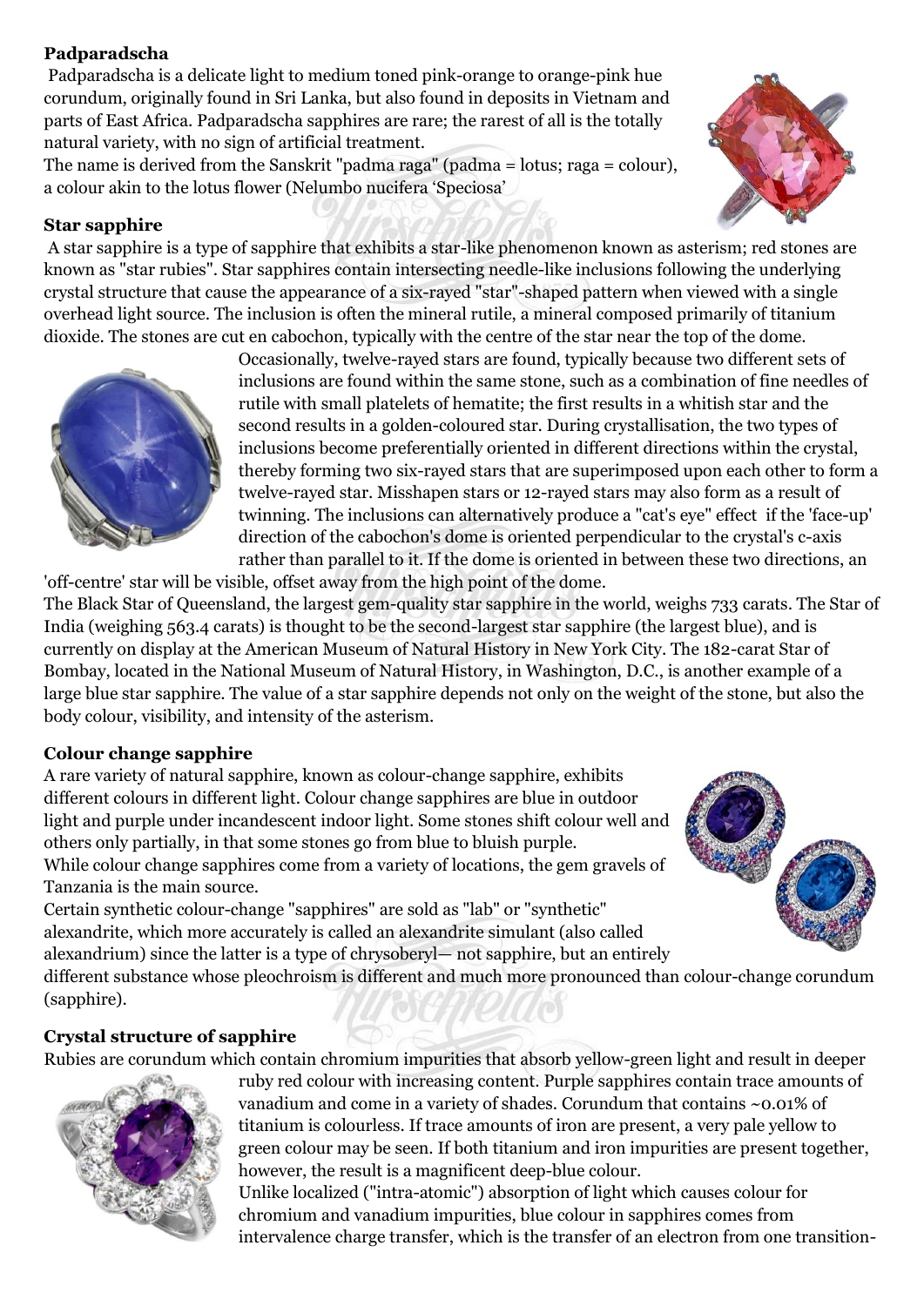**Padparadscha**

Padparadscha is a delicate light to medium toned pink-orange to orange-pink hue corundum, originally found in Sri Lanka, but also found in deposits in Vietnam and parts of East Africa. Padparadscha sapphires are rare; the rarest of all is the totally natural variety, with no sign of artificial treatment.

The name is derived from the Sanskrit "padma raga" (padma = lotus; raga = colour), a colour akin to the lotus flower (Nelumbo nucifera 'Speciosa'

**Star sapphire**

A star sapphire is a type of sapphire that exhibits a star-like phenomenon known as asterism; red stones are known as "star rubies". Star sapphires contain intersecting needle-like inclusions following the underlying crystal structure that cause the appearance of a six-rayed "star"-shaped pattern when viewed with a single overhead light source. The inclusion is often the mineral rutile, a mineral composed primarily of titanium dioxide. The stones are cut en cabochon, typically with the centre of the star near the top of the dome. Occasionally, twelve-rayed stars are found, typically because two different sets of inclusions are found within the same stone, such as a combination of fine needles of rutile with small platelets of hematite; the first results in a whitish star and the second results in a golden-coloured star. During crystallisation, the two types of inclusions become preferentially oriented in different directions within the crystal, thereby forming two six-rayed stars that are superimposed upon each other to form a twelve-rayed star. Misshapen stars or 12-rayed stars may also form as a result of twinning. The inclusions can alternatively produce a "cat's eye" effect if the 'face-up' direction of the cabochon's dome is oriented perpendicular to the crystal's c-axis rather than parallel to it. If the dome is oriented in between these two directions, an 'off-centre' star will be visible, offset away from the high point of the dome.

The Black Star of Queensland, the largest gem-quality star sapphire in the world, weighs 733 carats. The Star of India (weighing 563.4 carats) is thought to be the second-largest star sapphire (the largest blue), and is currently on display at the American Museum of Natural History in New York City. The 182-carat Star of Bombay, located in the National Museum of Natural History, in Washington, D.C., is another example of a large blue star sapphire. The value of a star sapphire depends not only on the weight of the stone, but also the body colour, visibility, and intensity of the asterism.

**Colour change sapphire**

A rare variety of natural sapphire, known as colour-change sapphire, exhibits different colours in different light. Colour change sapphires are blue in outdoor light and purple under incandescent indoor light. Some stones shift colour well and others only partially, in that some stones go from blue to bluish purple.

While colour change sapphires come from a variety of locations, the gem gravels of Tanzania is the main source.

Certain synthetic colour-change "sapphires" are sold as "lab" or "synthetic" alexandrite, which more accurately is called an alexandrite simulant (also called alexandrium) since the latter is a type of chrysoberyl— not sapphire, but an entirely different substance whose pleochroism is different and much more pronounced than colour-change corundum (sapphire).

**Crystal structure of sapphire**

Rubies are corundum which contain chromium impurities that absorb yellow-green light and result in deeper ruby red colour with increasing content. Purple sapphires contain trace amounts of vanadium and come in a variety of shades. Corundum that contains ~0.01% of titanium is colourless. If trace amounts of iron are present, a very pale yellow to green colour may be seen. If both titanium and iron impurities are present together, however, the result is a magnificent deep-blue colour.

Unlike localized ("intra-atomic") absorption of light which causes colour for chromium and vanadium impurities, blue colour in sapphires comes from intervalence charge transfer, which is the transfer of an electron from one transition-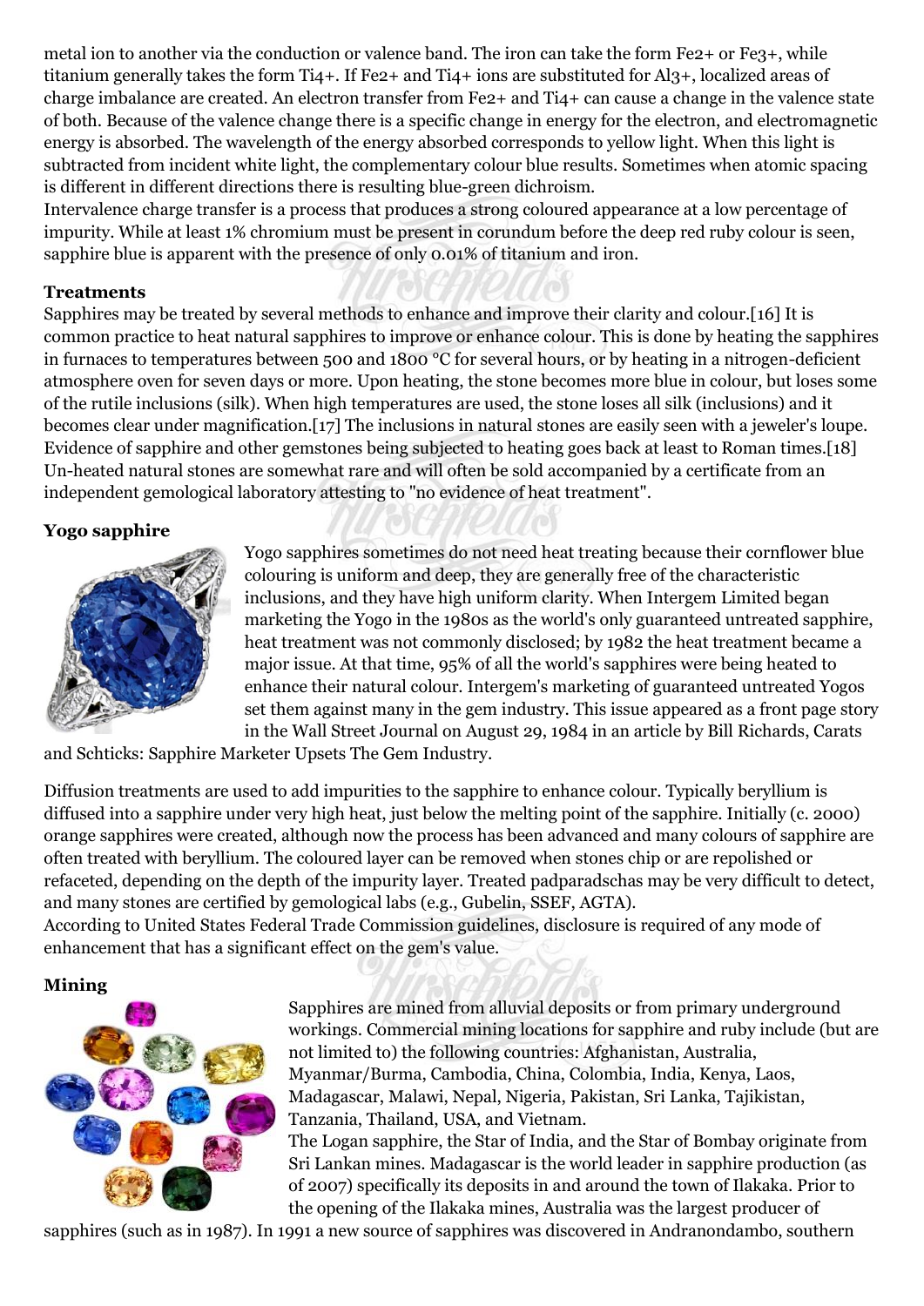metal ion to another via the conduction or valence band. The iron can take the form $Fe^{2+}$ or $Fe^{3+}$, while titanium generally takes the form $Ti^{4+}$. If $Fe^{2+}$ and $Ti^{4+}$ ions are substituted for $Al^{3+}$, localized areas of charge imbalance are created. An electron transfer from $Fe^{2+}$ and $Ti^{4+}$ can cause a change in the valence state of both. Because of the valence change there is a specific change in energy for the electron, and electromagnetic energy is absorbed. The wavelength of the energy absorbed corresponds to yellow light. When this light is subtracted from incident white light, the complementary colour blue results. Sometimes when atomic spacing is different in different directions there is resulting blue-green dichroism.

Intervalence charge transfer is a process that produces a strong coloured appearance at a low percentage of impurity. While at least 1% chromium must be present in corundum before the deep red ruby colour is seen, sapphire blue is apparent with the presence of only 0.01% of titanium and iron.

**Treatments**

Sapphires may be treated by several methods to enhance and improve their clarity and colour.[16] It is common practice to heat natural sapphires to improve or enhance colour. This is done by heating the sapphires in furnaces to temperatures between 500 and 1800 °C for several hours, or by heating in a nitrogen-deficient atmosphere oven for seven days or more. Upon heating, the stone becomes more blue in colour, but loses some of the rutile inclusions (silk). When high temperatures are used, the stone loses all silk (inclusions) and it becomes clear under magnification.[17] The inclusions in natural stones are easily seen with a jeweler's loupe. Evidence of sapphire and other gemstones being subjected to heating goes back at least to Roman times.[18] Un-heated natural stones are somewhat rare and will often be sold accompanied by a certificate from an independent gemological laboratory attesting to "no evidence of heat treatment".

**Yogo sapphire**

Yogo sapphires sometimes do not need heat treating because their cornflower blue colouring is uniform and deep, they are generally free of the characteristic inclusions, and they have high uniform clarity. When Intergem Limited began marketing the Yogo in the 1980s as the world's only guaranteed untreated sapphire, heat treatment was not commonly disclosed; by 1982 the heat treatment became a major issue. At that time, 95% of all the world's sapphires were being heated to enhance their natural colour. Intergem's marketing of guaranteed untreated Yogos set them against many in the gem industry. This issue appeared as a front page story in the Wall Street Journal on August 29, 1984 in an article by Bill Richards, Carats and Schticks: Sapphire Marketer Upsets The Gem Industry.

Diffusion treatments are used to add impurities to the sapphire to enhance colour. Typically beryllium is diffused into a sapphire under very high heat, just below the melting point of the sapphire. Initially (c. 2000) orange sapphires were created, although now the process has been advanced and many colours of sapphire are often treated with beryllium. The coloured layer can be removed when stones chip or are repolished or refaceted, depending on the depth of the impurity layer. Treated padparadschas may be very difficult to detect, and many stones are certified by gemological labs (e.g., Gubelin, SSEF, AGTA).

According to United States Federal Trade Commission guidelines, disclosure is required of any mode of enhancement that has a significant effect on the gem's value.

**Mining**

Sapphires are mined from alluvial deposits or from primary underground workings. Commercial mining locations for sapphire and ruby include (but are not limited to) the following countries: Afghanistan, Australia, Myanmar/Burma, Cambodia, China, Colombia, India, Kenya, Laos, Madagascar, Malawi, Nepal, Nigeria, Pakistan, Sri Lanka, Tajikistan, Tanzania, Thailand, USA, and Vietnam.

The Logan sapphire, the Star of India, and the Star of Bombay originate from Sri Lankan mines. Madagascar is the world leader in sapphire production (as of 2007) specifically its deposits in and around the town of Ilakaka. Prior to the opening of the Ilakaka mines, Australia was the largest producer of sapphires (such as in 1987). In 1991 a new source of sapphires was discovered in Andranondambo, southern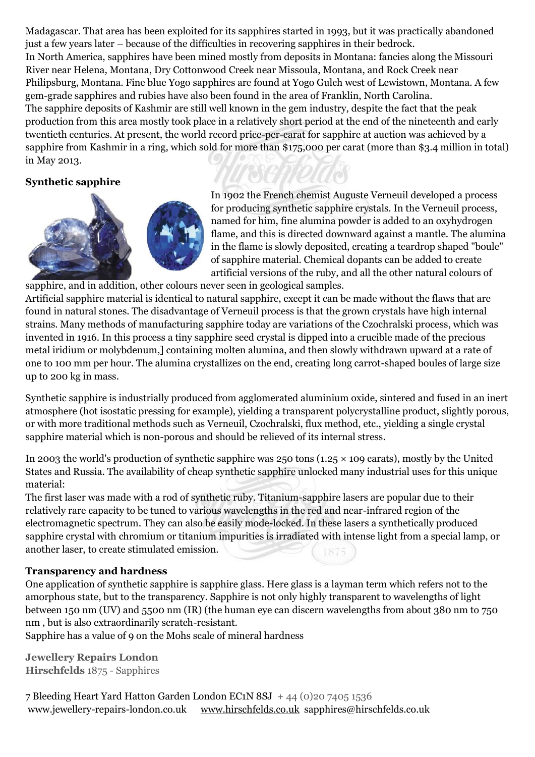Madagascar. That area has been exploited for its sapphires started in 1993, but it was practically abandoned just a few years later – because of the difficulties in recovering sapphires in their bedrock.
In North America, sapphires have been mined mostly from deposits in Montana: fancies along the Missouri River near Helena, Montana, Dry Cottonwood Creek near Missoula, Montana, and Rock Creek near Philipsburg, Montana. Fine blue Yogo sapphires are found at Yogo Gulch west of Lewistown, Montana. A few gem-grade sapphires and rubies have also been found in the area of Franklin, North Carolina.
The sapphire deposits of Kashmir are still well known in the gem industry, despite the fact that the peak production from this area mostly took place in a relatively short period at the end of the nineteenth and early twentieth centuries. At present, the world record price-per-carat for sapphire at auction was achieved by a sapphire from Kashmir in a ring, which sold for more than $175,000 per carat (more than $3.4 million in total) in May 2013.

**Synthetic sapphire**

In 1902 the French chemist Auguste Verneuil developed a process for producing synthetic sapphire crystals. In the Verneuil process, named for him, fine alumina powder is added to an oxyhydrogen flame, and this is directed downward against a mantle. The alumina in the flame is slowly deposited, creating a teardrop shaped "boule" of sapphire material. Chemical dopants can be added to create artificial versions of the ruby, and all the other natural colours of sapphire, and in addition, other colours never seen in geological samples.
Artificial sapphire material is identical to natural sapphire, except it can be made without the flaws that are found in natural stones. The disadvantage of Verneuil process is that the grown crystals have high internal strains. Many methods of manufacturing sapphire today are variations of the Czochralski process, which was invented in 1916. In this process a tiny sapphire seed crystal is dipped into a crucible made of the precious metal iridium or molybdenum,] containing molten alumina, and then slowly withdrawn upward at a rate of one to 100 mm per hour. The alumina crystallizes on the end, creating long carrot-shaped boules of large size up to 200 kg in mass.

Synthetic sapphire is industrially produced from agglomerated aluminium oxide, sintered and fused in an inert atmosphere (hot isostatic pressing for example), yielding a transparent polycrystalline product, slightly porous, or with more traditional methods such as Verneuil, Czochralski, flux method, etc., yielding a single crystal sapphire material which is non-porous and should be relieved of its internal stress.

In 2003 the world's production of synthetic sapphire was 250 tons (1.25 × 109 carats), mostly by the United States and Russia. The availability of cheap synthetic sapphire unlocked many industrial uses for this unique material:
The first laser was made with a rod of synthetic ruby. Titanium-sapphire lasers are popular due to their relatively rare capacity to be tuned to various wavelengths in the red and near-infrared region of the electromagnetic spectrum. They can also be easily mode-locked. In these lasers a synthetically produced sapphire crystal with chromium or titanium impurities is irradiated with intense light from a special lamp, or another laser, to create stimulated emission.

**Transparency and hardness**

One application of synthetic sapphire is sapphire glass. Here glass is a layman term which refers not to the amorphous state, but to the transparency. Sapphire is not only highly transparent to wavelengths of light between 150 nm (UV) and 5500 nm (IR) (the human eye can discern wavelengths from about 380 nm to 750 nm , but is also extraordinarily scratch-resistant.
Sapphire has a value of 9 on the Mohs scale of mineral hardness

**Jewellery Repairs London**
**Hirschfelds** 1875 - Sapphires

7 Bleeding Heart Yard Hatton Garden London EC1N 8SJ + 44 (0)20 7405 1536
www.jewellery-repairs-london.co.uk www.hirschfelds.co.uk sapphires@hirschfelds.co.uk